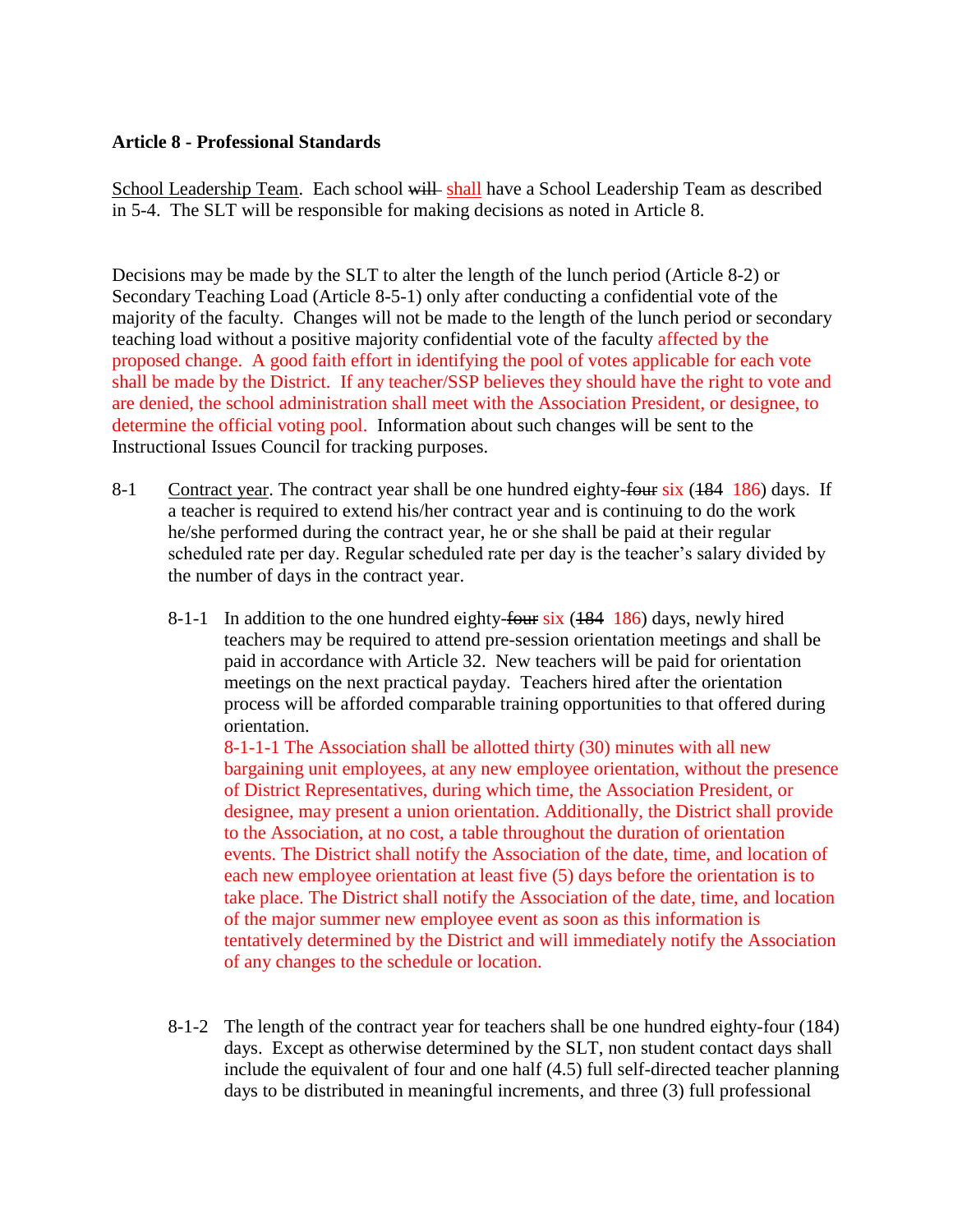**Article 8 - Professional Standards**

School Leadership Team. Each school ~~will~~ shall have a School Leadership Team as described in 5-4. The SLT will be responsible for making decisions as noted in Article 8.

Decisions may be made by the SLT to alter the length of the lunch period (Article 8-2) or Secondary Teaching Load (Article 8-5-1) only after conducting a confidential vote of the majority of the faculty. Changes will not be made to the length of the lunch period or secondary teaching load without a positive majority confidential vote of the faculty affected by the proposed change. A good faith effort in identifying the pool of votes applicable for each vote shall be made by the District. If any teacher/SSP believes they should have the right to vote and are denied, the school administration shall meet with the Association President, or designee, to determine the official voting pool. Information about such changes will be sent to the Instructional Issues Council for tracking purposes.

8-1 Contract year. The contract year shall be one hundred eighty-~~four~~ six (~~184~~ 186) days. If a teacher is required to extend his/her contract year and is continuing to do the work he/she performed during the contract year, he or she shall be paid at their regular scheduled rate per day. Regular scheduled rate per day is the teacher's salary divided by the number of days in the contract year.

8-1-1 In addition to the one hundred eighty-~~four~~ six (~~184~~ 186) days, newly hired teachers may be required to attend pre-session orientation meetings and shall be paid in accordance with Article 32. New teachers will be paid for orientation meetings on the next practical payday. Teachers hired after the orientation process will be afforded comparable training opportunities to that offered during orientation.

8-1-1-1 The Association shall be allotted thirty (30) minutes with all new bargaining unit employees, at any new employee orientation, without the presence of District Representatives, during which time, the Association President, or designee, may present a union orientation. Additionally, the District shall provide to the Association, at no cost, a table throughout the duration of orientation events. The District shall notify the Association of the date, time, and location of each new employee orientation at least five (5) days before the orientation is to take place. The District shall notify the Association of the date, time, and location of the major summer new employee event as soon as this information is tentatively determined by the District and will immediately notify the Association of any changes to the schedule or location.

8-1-2 The length of the contract year for teachers shall be one hundred eighty-four (184) days. Except as otherwise determined by the SLT, non student contact days shall include the equivalent of four and one half (4.5) full self-directed teacher planning days to be distributed in meaningful increments, and three (3) full professional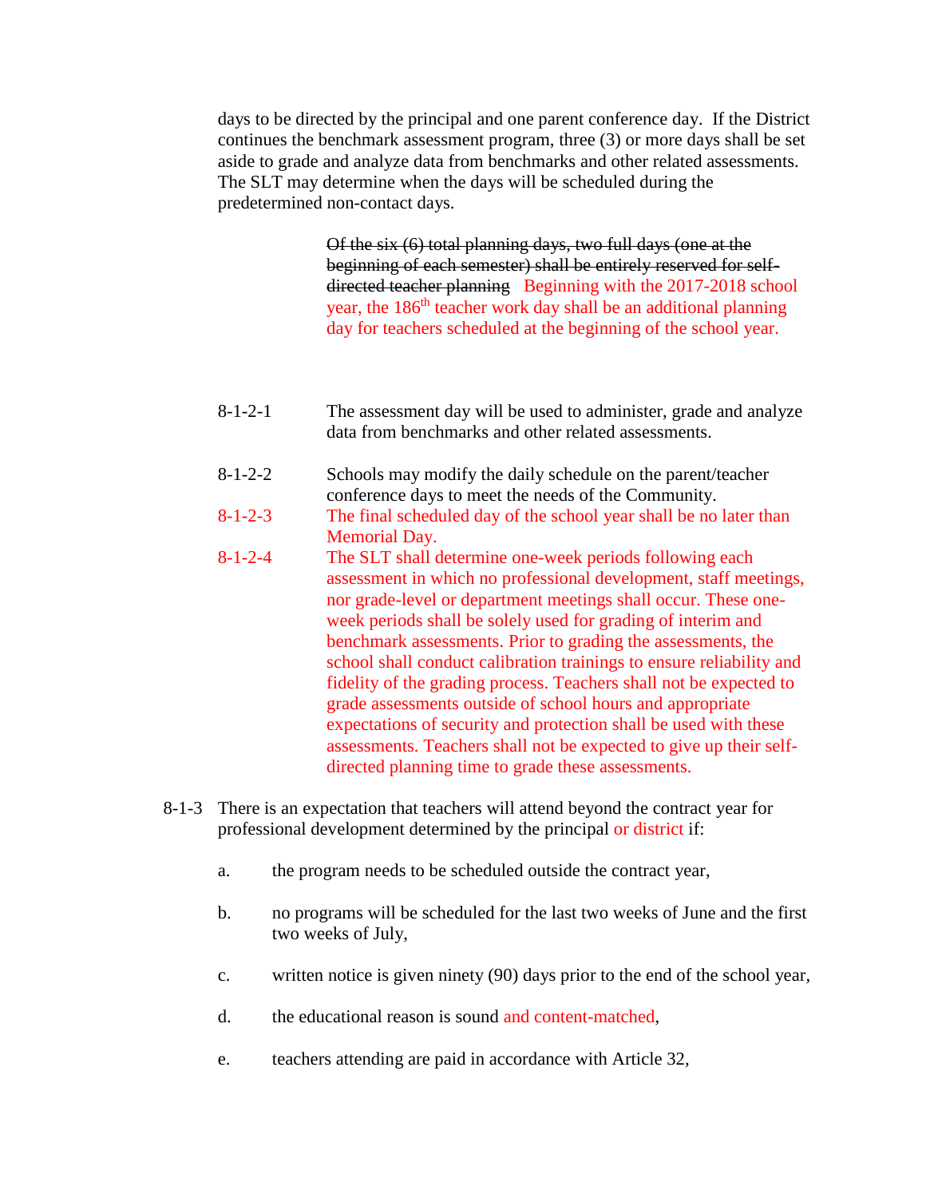days to be directed by the principal and one parent conference day. If the District continues the benchmark assessment program, three (3) or more days shall be set aside to grade and analyze data from benchmarks and other related assessments. The SLT may determine when the days will be scheduled during the predetermined non-contact days.

~~Of the six (6) total planning days, two full days (one at the beginning of each semester) shall be entirely reserved for self-directed teacher planning~~ Beginning with the 2017-2018 school year, the 186th teacher work day shall be an additional planning day for teachers scheduled at the beginning of the school year.

8-1-2-1 The assessment day will be used to administer, grade and analyze data from benchmarks and other related assessments.

8-1-2-2 Schools may modify the daily schedule on the parent/teacher conference days to meet the needs of the Community.

8-1-2-3 The final scheduled day of the school year shall be no later than Memorial Day.

8-1-2-4 The SLT shall determine one-week periods following each assessment in which no professional development, staff meetings, nor grade-level or department meetings shall occur. These one-week periods shall be solely used for grading of interim and benchmark assessments. Prior to grading the assessments, the school shall conduct calibration trainings to ensure reliability and fidelity of the grading process. Teachers shall not be expected to grade assessments outside of school hours and appropriate expectations of security and protection shall be used with these assessments. Teachers shall not be expected to give up their self-directed planning time to grade these assessments.

8-1-3 There is an expectation that teachers will attend beyond the contract year for professional development determined by the principal or district if:

a. the program needs to be scheduled outside the contract year,

b. no programs will be scheduled for the last two weeks of June and the first two weeks of July,

c. written notice is given ninety (90) days prior to the end of the school year,

d. the educational reason is sound and content-matched,

e. teachers attending are paid in accordance with Article 32,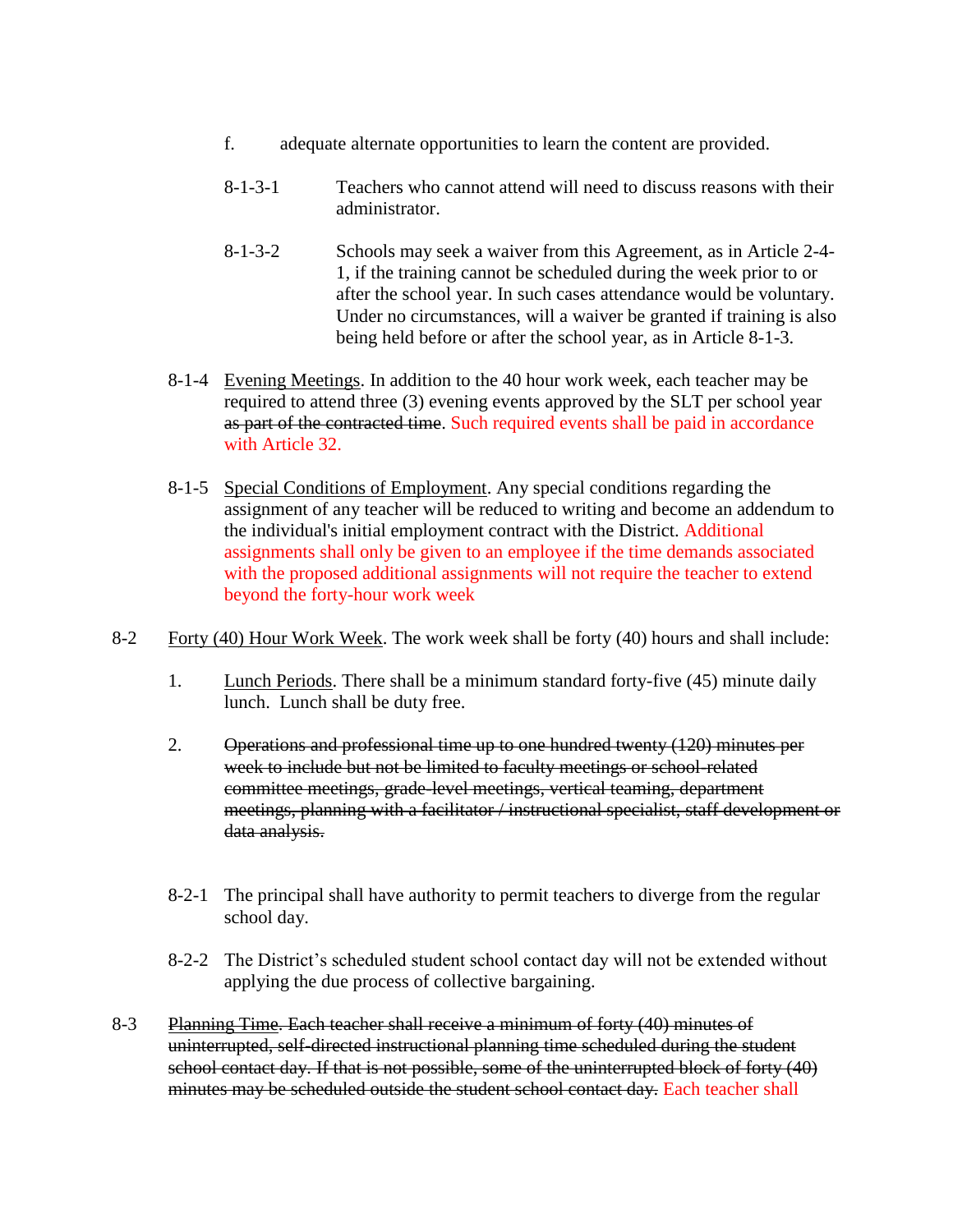f. adequate alternate opportunities to learn the content are provided.

8-1-3-1 Teachers who cannot attend will need to discuss reasons with their administrator.

8-1-3-2 Schools may seek a waiver from this Agreement, as in Article 2-4-1, if the training cannot be scheduled during the week prior to or after the school year. In such cases attendance would be voluntary. Under no circumstances, will a waiver be granted if training is also being held before or after the school year, as in Article 8-1-3.

8-1-4 Evening Meetings. In addition to the 40 hour work week, each teacher may be required to attend three (3) evening events approved by the SLT per school year ~~as part of the contracted time~~. Such required events shall be paid in accordance with Article 32.

8-1-5 Special Conditions of Employment. Any special conditions regarding the assignment of any teacher will be reduced to writing and become an addendum to the individual's initial employment contract with the District. Additional assignments shall only be given to an employee if the time demands associated with the proposed additional assignments will not require the teacher to extend beyond the forty-hour work week

8-2 Forty (40) Hour Work Week. The work week shall be forty (40) hours and shall include:

1. Lunch Periods. There shall be a minimum standard forty-five (45) minute daily lunch. Lunch shall be duty free.

2. ~~Operations and professional time up to one hundred twenty (120) minutes per week to include but not be limited to faculty meetings or school-related committee meetings, grade-level meetings, vertical teaming, department meetings, planning with a facilitator / instructional specialist, staff development or data analysis.~~

8-2-1 The principal shall have authority to permit teachers to diverge from the regular school day.

8-2-2 The District's scheduled student school contact day will not be extended without applying the due process of collective bargaining.

8-3 Planning Time. ~~Each teacher shall receive a minimum of forty (40) minutes of uninterrupted, self-directed instructional planning time scheduled during the student school contact day. If that is not possible, some of the uninterrupted block of forty (40) minutes may be scheduled outside the student school contact day.~~ Each teacher shall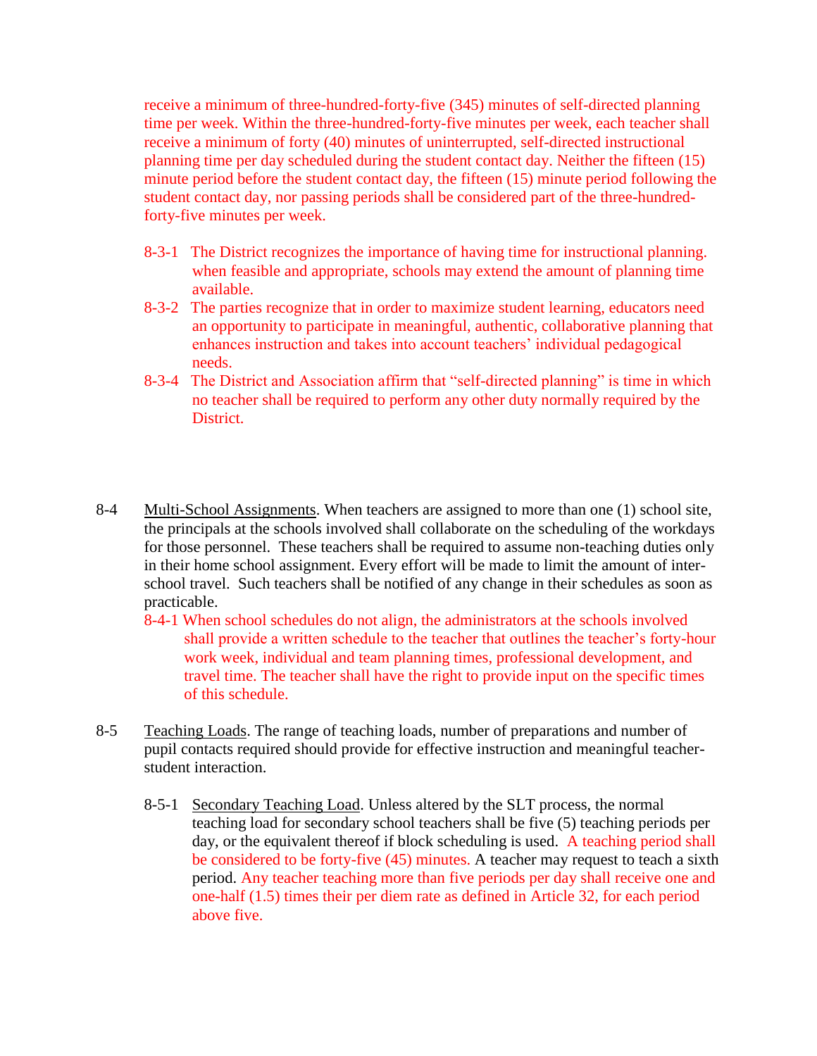receive a minimum of three-hundred-forty-five (345) minutes of self-directed planning time per week. Within the three-hundred-forty-five minutes per week, each teacher shall receive a minimum of forty (40) minutes of uninterrupted, self-directed instructional planning time per day scheduled during the student contact day. Neither the fifteen (15) minute period before the student contact day, the fifteen (15) minute period following the student contact day, nor passing periods shall be considered part of the three-hundred-forty-five minutes per week.

8-3-1 The District recognizes the importance of having time for instructional planning. when feasible and appropriate, schools may extend the amount of planning time available.

8-3-2 The parties recognize that in order to maximize student learning, educators need an opportunity to participate in meaningful, authentic, collaborative planning that enhances instruction and takes into account teachers' individual pedagogical needs.

8-3-4 The District and Association affirm that "self-directed planning" is time in which no teacher shall be required to perform any other duty normally required by the District.

8-4 Multi-School Assignments. When teachers are assigned to more than one (1) school site, the principals at the schools involved shall collaborate on the scheduling of the workdays for those personnel. These teachers shall be required to assume non-teaching duties only in their home school assignment. Every effort will be made to limit the amount of inter-school travel. Such teachers shall be notified of any change in their schedules as soon as practicable.

8-4-1 When school schedules do not align, the administrators at the schools involved shall provide a written schedule to the teacher that outlines the teacher's forty-hour work week, individual and team planning times, professional development, and travel time. The teacher shall have the right to provide input on the specific times of this schedule.

8-5 Teaching Loads. The range of teaching loads, number of preparations and number of pupil contacts required should provide for effective instruction and meaningful teacher-student interaction.

8-5-1 Secondary Teaching Load. Unless altered by the SLT process, the normal teaching load for secondary school teachers shall be five (5) teaching periods per day, or the equivalent thereof if block scheduling is used. A teaching period shall be considered to be forty-five (45) minutes. A teacher may request to teach a sixth period. Any teacher teaching more than five periods per day shall receive one and one-half (1.5) times their per diem rate as defined in Article 32, for each period above five.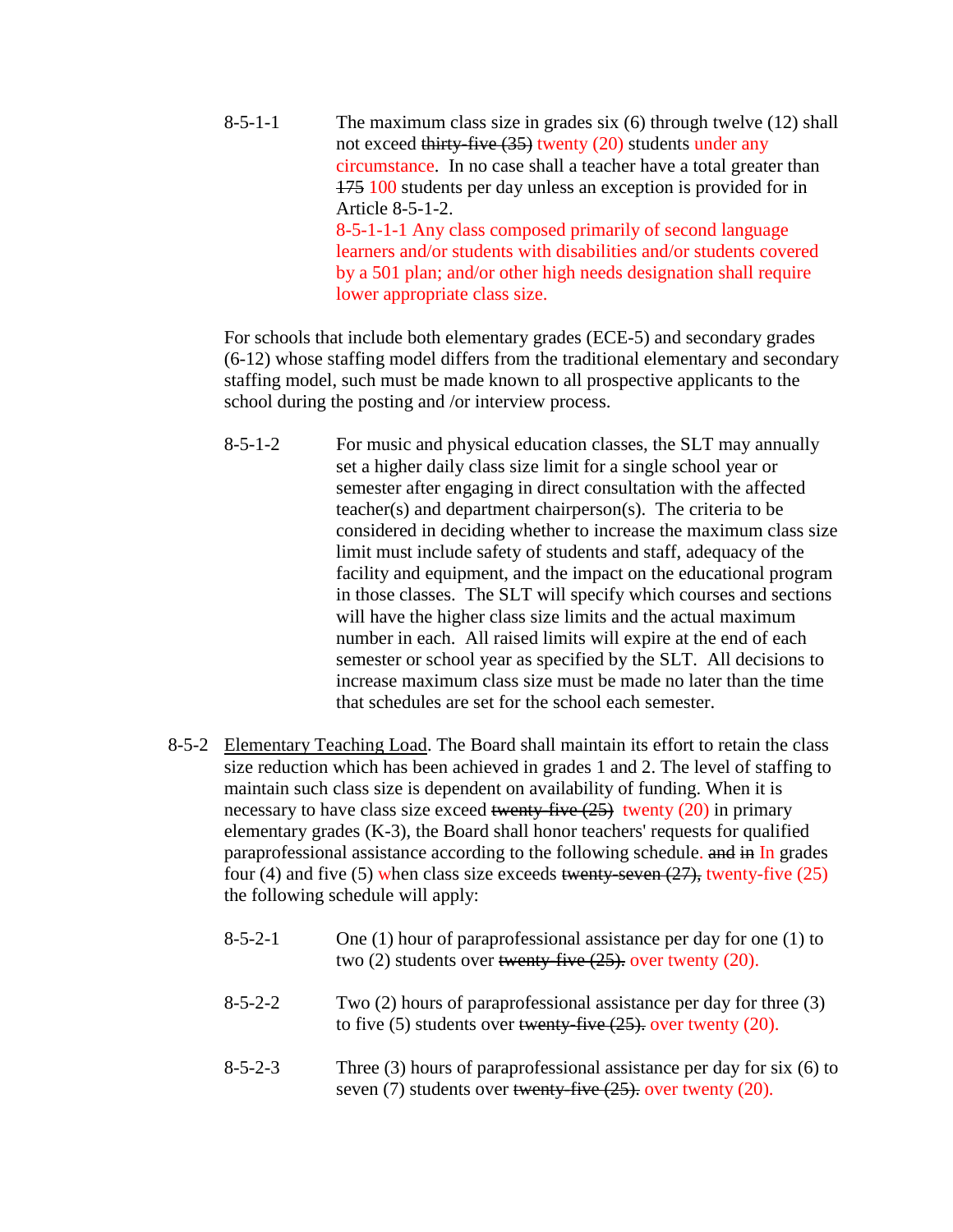8-5-1-1 The maximum class size in grades six (6) through twelve (12) shall not exceed ~~thirty-five (35)~~ twenty (20) students under any circumstance. In no case shall a teacher have a total greater than ~~175~~ 100 students per day unless an exception is provided for in Article 8-5-1-2.

8-5-1-1-1 Any class composed primarily of second language learners and/or students with disabilities and/or students covered by a 501 plan; and/or other high needs designation shall require lower appropriate class size.

For schools that include both elementary grades (ECE-5) and secondary grades (6-12) whose staffing model differs from the traditional elementary and secondary staffing model, such must be made known to all prospective applicants to the school during the posting and /or interview process.

8-5-1-2 For music and physical education classes, the SLT may annually set a higher daily class size limit for a single school year or semester after engaging in direct consultation with the affected teacher(s) and department chairperson(s). The criteria to be considered in deciding whether to increase the maximum class size limit must include safety of students and staff, adequacy of the facility and equipment, and the impact on the educational program in those classes. The SLT will specify which courses and sections will have the higher class size limits and the actual maximum number in each. All raised limits will expire at the end of each semester or school year as specified by the SLT. All decisions to increase maximum class size must be made no later than the time that schedules are set for the school each semester.

8-5-2 Elementary Teaching Load. The Board shall maintain its effort to retain the class size reduction which has been achieved in grades 1 and 2. The level of staffing to maintain such class size is dependent on availability of funding. When it is necessary to have class size exceed ~~twenty-five (25)~~ twenty (20) in primary elementary grades (K-3), the Board shall honor teachers' requests for qualified paraprofessional assistance according to the following schedule. ~~and in~~ In grades four (4) and five (5) when class size exceeds ~~twenty-seven (27),~~ twenty-five (25) the following schedule will apply:

8-5-2-1 One (1) hour of paraprofessional assistance per day for one (1) to two (2) students over ~~twenty-five (25).~~ over twenty (20).

8-5-2-2 Two (2) hours of paraprofessional assistance per day for three (3) to five (5) students over ~~twenty-five (25).~~ over twenty (20).

8-5-2-3 Three (3) hours of paraprofessional assistance per day for six (6) to seven (7) students over ~~twenty-five (25).~~ over twenty (20).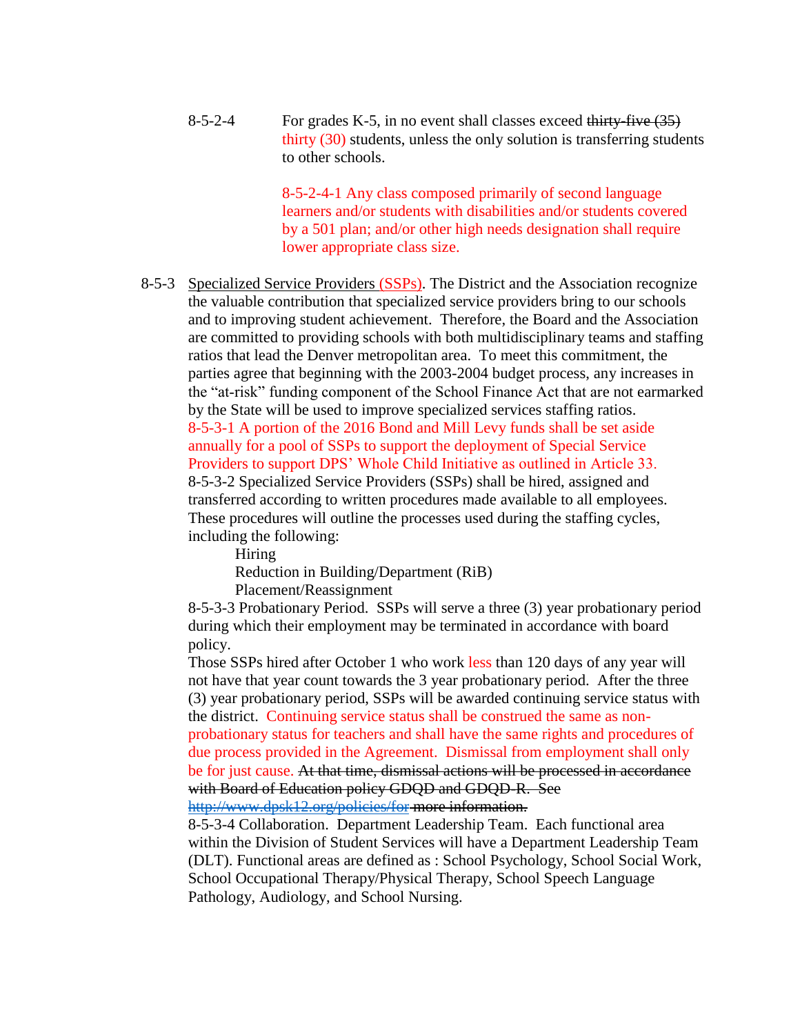8-5-2-4 For grades K-5, in no event shall classes exceed ~~thirty-five (35)~~ thirty (30) students, unless the only solution is transferring students to other schools.

8-5-2-4-1 Any class composed primarily of second language learners and/or students with disabilities and/or students covered by a 501 plan; and/or other high needs designation shall require lower appropriate class size.

8-5-3 Specialized Service Providers (SSPs). The District and the Association recognize the valuable contribution that specialized service providers bring to our schools and to improving student achievement. Therefore, the Board and the Association are committed to providing schools with both multidisciplinary teams and staffing ratios that lead the Denver metropolitan area. To meet this commitment, the parties agree that beginning with the 2003-2004 budget process, any increases in the "at-risk" funding component of the School Finance Act that are not earmarked by the State will be used to improve specialized services staffing ratios.

8-5-3-1 A portion of the 2016 Bond and Mill Levy funds shall be set aside annually for a pool of SSPs to support the deployment of Special Service Providers to support DPS' Whole Child Initiative as outlined in Article 33.

8-5-3-2 Specialized Service Providers (SSPs) shall be hired, assigned and transferred according to written procedures made available to all employees. These procedures will outline the processes used during the staffing cycles, including the following:

- Hiring
- Reduction in Building/Department (RiB)
- Placement/Reassignment

8-5-3-3 Probationary Period. SSPs will serve a three (3) year probationary period during which their employment may be terminated in accordance with board policy.

Those SSPs hired after October 1 who work less than 120 days of any year will not have that year count towards the 3 year probationary period. After the three (3) year probationary period, SSPs will be awarded continuing service status with the district. Continuing service status shall be construed the same as non-probationary status for teachers and shall have the same rights and procedures of due process provided in the Agreement. Dismissal from employment shall only be for just cause. ~~At that time, dismissal actions will be processed in accordance with Board of Education policy GDQD and GDQD-R. See http://www.dpsk12.org/policies/for more information.~~

8-5-3-4 Collaboration. Department Leadership Team. Each functional area within the Division of Student Services will have a Department Leadership Team (DLT). Functional areas are defined as : School Psychology, School Social Work, School Occupational Therapy/Physical Therapy, School Speech Language Pathology, Audiology, and School Nursing.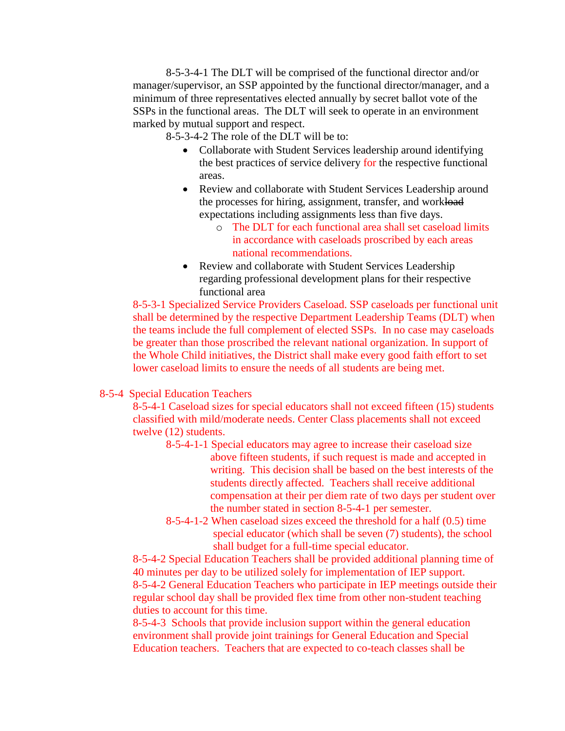8-5-3-4-1 The DLT will be comprised of the functional director and/or manager/supervisor, an SSP appointed by the functional director/manager, and a minimum of three representatives elected annually by secret ballot vote of the SSPs in the functional areas. The DLT will seek to operate in an environment marked by mutual support and respect.

8-5-3-4-2 The role of the DLT will be to:

- Collaborate with Student Services leadership around identifying the best practices of service delivery for the respective functional areas.
- Review and collaborate with Student Services Leadership around the processes for hiring, assignment, transfer, and work~~load~~ expectations including assignments less than five days.
  - The DLT for each functional area shall set caseload limits in accordance with caseloads proscribed by each areas national recommendations.
- Review and collaborate with Student Services Leadership regarding professional development plans for their respective functional area

8-5-3-1 Specialized Service Providers Caseload. SSP caseloads per functional unit shall be determined by the respective Department Leadership Teams (DLT) when the teams include the full complement of elected SSPs. In no case may caseloads be greater than those proscribed the relevant national organization. In support of the Whole Child initiatives, the District shall make every good faith effort to set lower caseload limits to ensure the needs of all students are being met.

8-5-4 Special Education Teachers

8-5-4-1 Caseload sizes for special educators shall not exceed fifteen (15) students classified with mild/moderate needs. Center Class placements shall not exceed twelve (12) students.

8-5-4-1-1 Special educators may agree to increase their caseload size above fifteen students, if such request is made and accepted in writing. This decision shall be based on the best interests of the students directly affected. Teachers shall receive additional compensation at their per diem rate of two days per student over the number stated in section 8-5-4-1 per semester.

8-5-4-1-2 When caseload sizes exceed the threshold for a half (0.5) time special educator (which shall be seven (7) students), the school shall budget for a full-time special educator.

8-5-4-2 Special Education Teachers shall be provided additional planning time of 40 minutes per day to be utilized solely for implementation of IEP support.

8-5-4-2 General Education Teachers who participate in IEP meetings outside their regular school day shall be provided flex time from other non-student teaching duties to account for this time.

8-5-4-3 Schools that provide inclusion support within the general education environment shall provide joint trainings for General Education and Special Education teachers. Teachers that are expected to co-teach classes shall be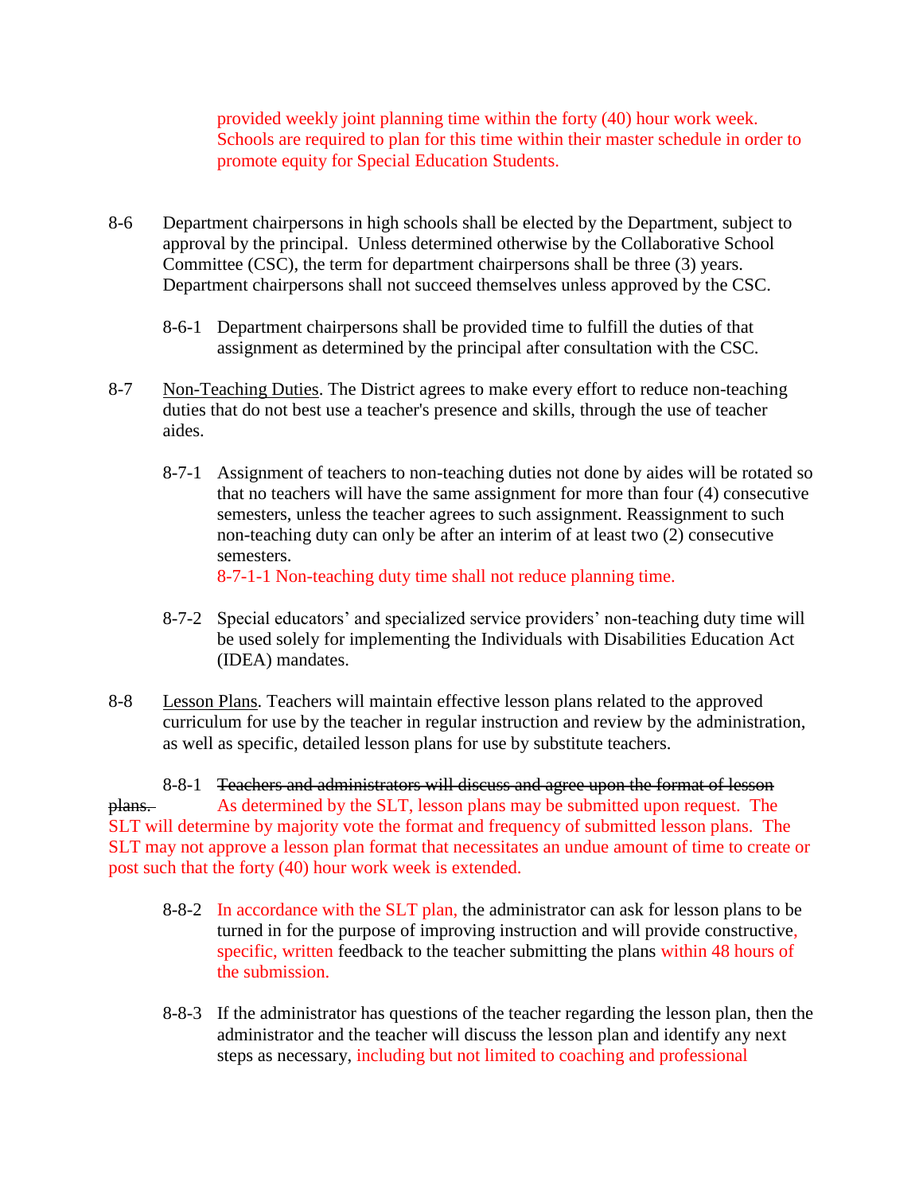provided weekly joint planning time within the forty (40) hour work week. Schools are required to plan for this time within their master schedule in order to promote equity for Special Education Students.

8-6 Department chairpersons in high schools shall be elected by the Department, subject to approval by the principal. Unless determined otherwise by the Collaborative School Committee (CSC), the term for department chairpersons shall be three (3) years. Department chairpersons shall not succeed themselves unless approved by the CSC.

8-6-1 Department chairpersons shall be provided time to fulfill the duties of that assignment as determined by the principal after consultation with the CSC.

8-7 <u>Non-Teaching Duties</u>. The District agrees to make every effort to reduce non-teaching duties that do not best use a teacher's presence and skills, through the use of teacher aides.

8-7-1 Assignment of teachers to non-teaching duties not done by aides will be rotated so that no teachers will have the same assignment for more than four (4) consecutive semesters, unless the teacher agrees to such assignment. Reassignment to such non-teaching duty can only be after an interim of at least two (2) consecutive semesters.

8-7-1-1 Non-teaching duty time shall not reduce planning time.

8-7-2 Special educators' and specialized service providers' non-teaching duty time will be used solely for implementing the Individuals with Disabilities Education Act (IDEA) mandates.

8-8 <u>Lesson Plans</u>. Teachers will maintain effective lesson plans related to the approved curriculum for use by the teacher in regular instruction and review by the administration, as well as specific, detailed lesson plans for use by substitute teachers.

8-8-1 ~~Teachers and administrators will discuss and agree upon the format of lesson plans.~~ As determined by the SLT, lesson plans may be submitted upon request. The SLT will determine by majority vote the format and frequency of submitted lesson plans. The SLT may not approve a lesson plan format that necessitates an undue amount of time to create or post such that the forty (40) hour work week is extended.

8-8-2 In accordance with the SLT plan, the administrator can ask for lesson plans to be turned in for the purpose of improving instruction and will provide constructive, specific, written feedback to the teacher submitting the plans within 48 hours of the submission.

8-8-3 If the administrator has questions of the teacher regarding the lesson plan, then the administrator and the teacher will discuss the lesson plan and identify any next steps as necessary, including but not limited to coaching and professional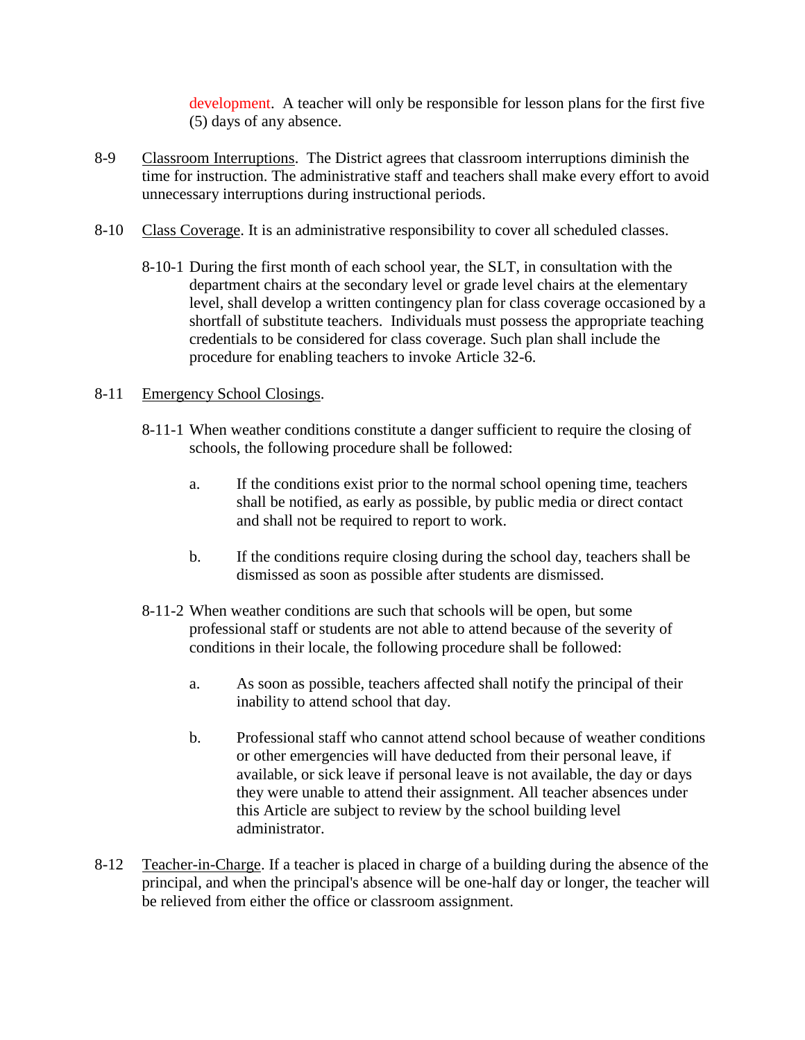development. A teacher will only be responsible for lesson plans for the first five (5) days of any absence.

8-9 Classroom Interruptions. The District agrees that classroom interruptions diminish the time for instruction. The administrative staff and teachers shall make every effort to avoid unnecessary interruptions during instructional periods.

8-10 Class Coverage. It is an administrative responsibility to cover all scheduled classes.

8-10-1 During the first month of each school year, the SLT, in consultation with the department chairs at the secondary level or grade level chairs at the elementary level, shall develop a written contingency plan for class coverage occasioned by a shortfall of substitute teachers. Individuals must possess the appropriate teaching credentials to be considered for class coverage. Such plan shall include the procedure for enabling teachers to invoke Article 32-6.

8-11 Emergency School Closings.

8-11-1 When weather conditions constitute a danger sufficient to require the closing of schools, the following procedure shall be followed:

a. If the conditions exist prior to the normal school opening time, teachers shall be notified, as early as possible, by public media or direct contact and shall not be required to report to work.

b. If the conditions require closing during the school day, teachers shall be dismissed as soon as possible after students are dismissed.

8-11-2 When weather conditions are such that schools will be open, but some professional staff or students are not able to attend because of the severity of conditions in their locale, the following procedure shall be followed:

a. As soon as possible, teachers affected shall notify the principal of their inability to attend school that day.

b. Professional staff who cannot attend school because of weather conditions or other emergencies will have deducted from their personal leave, if available, or sick leave if personal leave is not available, the day or days they were unable to attend their assignment. All teacher absences under this Article are subject to review by the school building level administrator.

8-12 Teacher-in-Charge. If a teacher is placed in charge of a building during the absence of the principal, and when the principal's absence will be one-half day or longer, the teacher will be relieved from either the office or classroom assignment.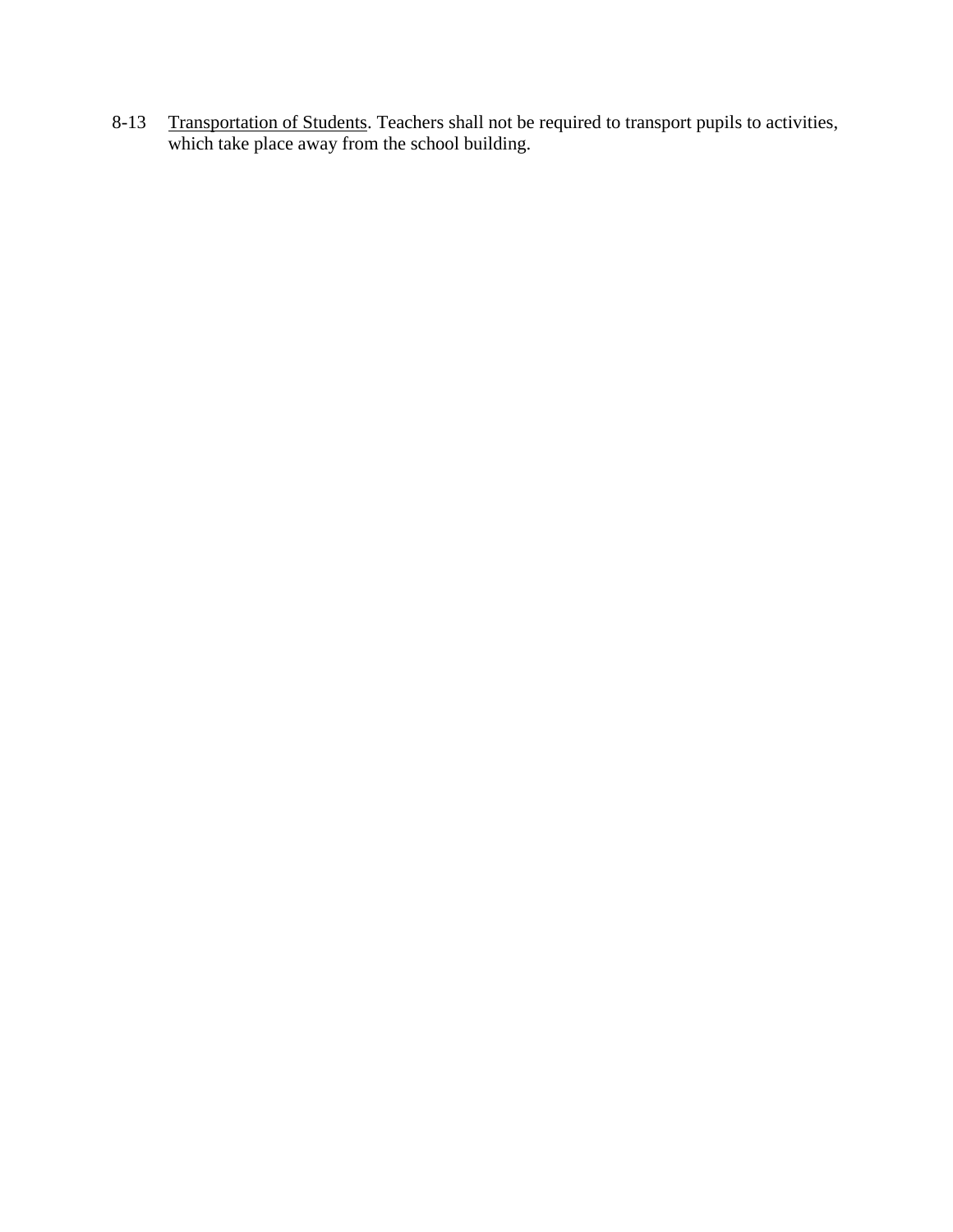8-13 Transportation of Students. Teachers shall not be required to transport pupils to activities, which take place away from the school building.